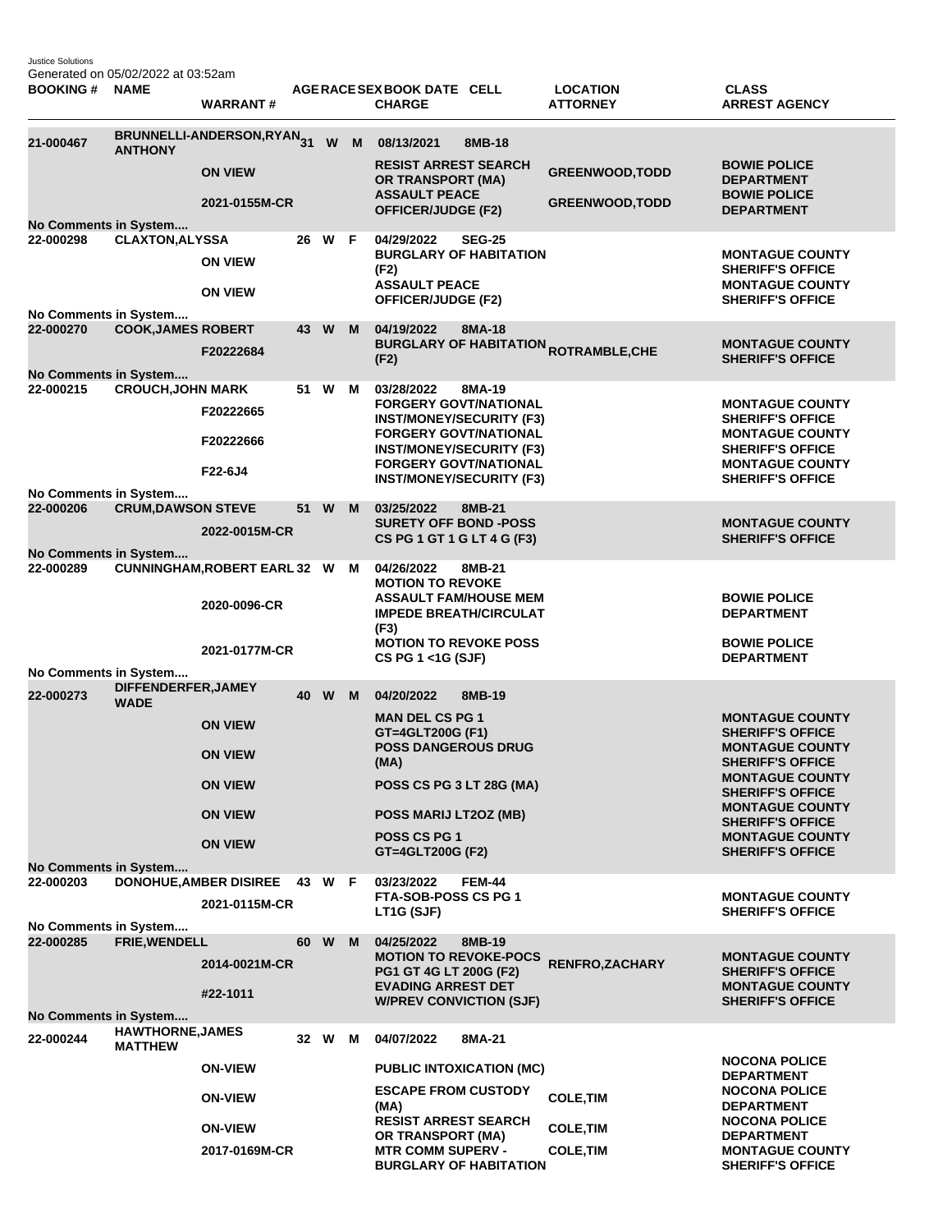Justice Solutions
Generated on 05/02/2022 at 03:52am

| BOOKING # | NAME | WARRANT # | AGE | RACE | SEX | BOOK DATE | CELL | CHARGE | LOCATION / ATTORNEY | CLASS / ARREST AGENCY |
|---|---|---|---|---|---|---|---|---|---|---|
| 21-000467 | BRUNNELLI-ANDERSON,RYAN ANTHONY | | 31 | W | M | 08/13/2021 | 8MB-18 | | | |
| | | ON VIEW | | | | | | RESIST ARREST SEARCH OR TRANSPORT (MA) | GREENWOOD,TODD | BOWIE POLICE DEPARTMENT |
| | | 2021-0155M-CR | | | | | | ASSAULT PEACE OFFICER/JUDGE (F2) | GREENWOOD,TODD | BOWIE POLICE DEPARTMENT |
| No Comments in System.... | | | | | | | | | | |
| 22-000298 | CLAXTON,ALYSSA | | 26 | W | F | 04/29/2022 | SEG-25 | | | |
| | | ON VIEW | | | | | | BURGLARY OF HABITATION (F2) | | MONTAGUE COUNTY SHERIFF'S OFFICE |
| | | ON VIEW | | | | | | ASSAULT PEACE OFFICER/JUDGE (F2) | | MONTAGUE COUNTY SHERIFF'S OFFICE |
| No Comments in System.... | | | | | | | | | | |
| 22-000270 | COOK,JAMES ROBERT | | 43 | W | M | 04/19/2022 | 8MA-18 | | | |
| | | F20222684 | | | | | | BURGLARY OF HABITATION (F2) | ROTRAMBLE,CHE | MONTAGUE COUNTY SHERIFF'S OFFICE |
| No Comments in System.... | | | | | | | | | | |
| 22-000215 | CROUCH,JOHN MARK | | 51 | W | M | 03/28/2022 | 8MA-19 | | | |
| | | F20222665 | | | | | | FORGERY GOVT/NATIONAL INST/MONEY/SECURITY (F3) | | MONTAGUE COUNTY SHERIFF'S OFFICE |
| | | F20222666 | | | | | | FORGERY GOVT/NATIONAL INST/MONEY/SECURITY (F3) | | MONTAGUE COUNTY SHERIFF'S OFFICE |
| | | F22-6J4 | | | | | | FORGERY GOVT/NATIONAL INST/MONEY/SECURITY (F3) | | MONTAGUE COUNTY SHERIFF'S OFFICE |
| No Comments in System.... | | | | | | | | | | |
| 22-000206 | CRUM,DAWSON STEVE | | 51 | W | M | 03/25/2022 | 8MB-21 | | | |
| | | 2022-0015M-CR | | | | | | SURETY OFF BOND -POSS CS PG 1 GT 1 G LT 4 G (F3) | | MONTAGUE COUNTY SHERIFF'S OFFICE |
| No Comments in System.... | | | | | | | | | | |
| 22-000289 | CUNNINGHAM,ROBERT EARL | | 32 | W | M | 04/26/2022 | 8MB-21 | | | |
| | | 2020-0096-CR | | | | | | MOTION TO REVOKE ASSAULT FAM/HOUSE MEM IMPEDE BREATH/CIRCULAT (F3) | | BOWIE POLICE DEPARTMENT |
| | | 2021-0177M-CR | | | | | | MOTION TO REVOKE POSS CS PG 1 <1G (SJF) | | BOWIE POLICE DEPARTMENT |
| No Comments in System.... | | | | | | | | | | |
| 22-000273 | DIFFENDERFER,JAMEY WADE | | 40 | W | M | 04/20/2022 | 8MB-19 | | | |
| | | ON VIEW | | | | | | MAN DEL CS PG 1 GT=4GLT200G (F1) | | MONTAGUE COUNTY SHERIFF'S OFFICE |
| | | ON VIEW | | | | | | POSS DANGEROUS DRUG (MA) | | MONTAGUE COUNTY SHERIFF'S OFFICE |
| | | ON VIEW | | | | | | POSS CS PG 3 LT 28G (MA) | | MONTAGUE COUNTY SHERIFF'S OFFICE |
| | | ON VIEW | | | | | | POSS MARIJ LT2OZ (MB) | | MONTAGUE COUNTY SHERIFF'S OFFICE |
| | | ON VIEW | | | | | | POSS CS PG 1 GT=4GLT200G (F2) | | MONTAGUE COUNTY SHERIFF'S OFFICE |
| No Comments in System.... | | | | | | | | | | |
| 22-000203 | DONOHUE,AMBER DISIREE | | 43 | W | F | 03/23/2022 | FEM-44 | | | |
| | | 2021-0115M-CR | | | | | | FTA-SOB-POSS CS PG 1 LT1G (SJF) | | MONTAGUE COUNTY SHERIFF'S OFFICE |
| No Comments in System.... | | | | | | | | | | |
| 22-000285 | FRIE,WENDELL | | 60 | W | M | 04/25/2022 | 8MB-19 | | | |
| | | 2014-0021M-CR | | | | | | MOTION TO REVOKE-POCS PG1 GT 4G LT 200G (F2) | RENFRO,ZACHARY | MONTAGUE COUNTY SHERIFF'S OFFICE |
| | | #22-1011 | | | | | | EVADING ARREST DET W/PREV CONVICTION (SJF) | | MONTAGUE COUNTY SHERIFF'S OFFICE |
| No Comments in System.... | | | | | | | | | | |
| 22-000244 | HAWTHORNE,JAMES MATTHEW | | 32 | W | M | 04/07/2022 | 8MA-21 | | | |
| | | ON-VIEW | | | | | | PUBLIC INTOXICATION (MC) | | NOCONA POLICE DEPARTMENT |
| | | ON-VIEW | | | | | | ESCAPE FROM CUSTODY (MA) | COLE,TIM | NOCONA POLICE DEPARTMENT |
| | | ON-VIEW | | | | | | RESIST ARREST SEARCH OR TRANSPORT (MA) | COLE,TIM | NOCONA POLICE DEPARTMENT |
| | | 2017-0169M-CR | | | | | | MTR COMM SUPERV - BURGLARY OF HABITATION | COLE,TIM | MONTAGUE COUNTY SHERIFF'S OFFICE |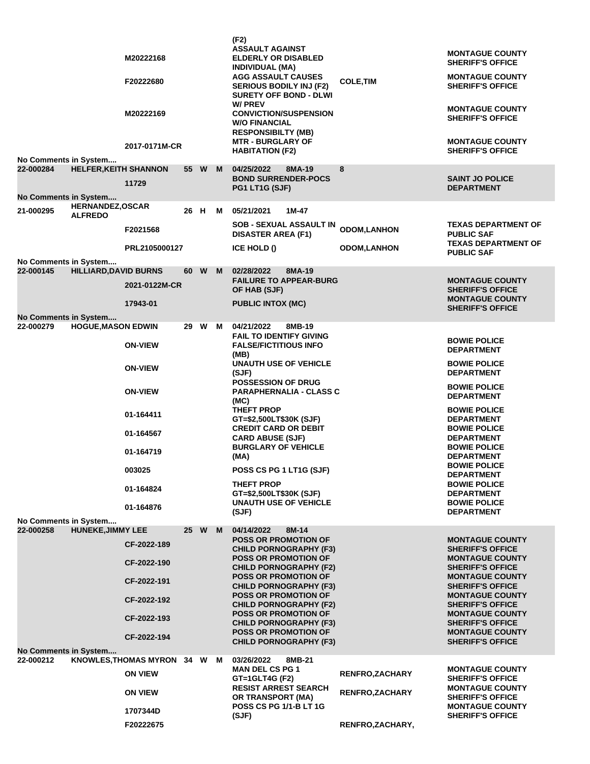| | | | | | | | | |
|---|---|---|---|---|---|---|---|---|
| | | | | | (F2) | | | |
| | | M20222168 | | | ASSAULT AGAINST ELDERLY OR DISABLED INDIVIDUAL (MA) | | | MONTAGUE COUNTY SHERIFF'S OFFICE |
| | | F20222680 | | | AGG ASSAULT CAUSES SERIOUS BODILY INJ (F2) | | COLE,TIM | MONTAGUE COUNTY SHERIFF'S OFFICE |
| | | M20222169 | | | SURETY OFF BOND - DLWI W/ PREV CONVICTION/SUSPENSION W/O FINANCIAL RESPONSIBILTY (MB) | | | MONTAGUE COUNTY SHERIFF'S OFFICE |
| | | 2017-0171M-CR | | | MTR - BURGLARY OF HABITATION (F2) | | | MONTAGUE COUNTY SHERIFF'S OFFICE |
| No Comments in System.... | | | | | | | | |
| 22-000284 | HELFER,KEITH SHANNON | | 55 | W | M | 04/25/2022 8MA-19 | 8 | |
| | | 11729 | | | BOND SURRENDER-POCS PG1 LT1G (SJF) | | | SAINT JO POLICE DEPARTMENT |
| No Comments in System.... | | | | | | | | |
| 21-000295 | HERNANDEZ,OSCAR ALFREDO | | 26 | H | M | 05/21/2021 1M-47 | | |
| | | F2021568 | | | SOB - SEXUAL ASSAULT IN DISASTER AREA (F1) | | ODOM,LANHON | TEXAS DEPARTMENT OF PUBLIC SAF |
| | | PRL2105000127 | | | ICE HOLD () | | ODOM,LANHON | TEXAS DEPARTMENT OF PUBLIC SAF |
| No Comments in System.... | | | | | | | | |
| 22-000145 | HILLIARD,DAVID BURNS | | 60 | W | M | 02/28/2022 8MA-19 | | |
| | | 2021-0122M-CR | | | FAILURE TO APPEAR-BURG OF HAB (SJF) | | | MONTAGUE COUNTY SHERIFF'S OFFICE |
| | | 17943-01 | | | PUBLIC INTOX (MC) | | | MONTAGUE COUNTY SHERIFF'S OFFICE |
| No Comments in System.... | | | | | | | | |
| 22-000279 | HOGUE,MASON EDWIN | | 29 | W | M | 04/21/2022 8MB-19 | | |
| | | ON-VIEW | | | FAIL TO IDENTIFY GIVING FALSE/FICTITIOUS INFO (MB) | | | BOWIE POLICE DEPARTMENT |
| | | ON-VIEW | | | UNAUTH USE OF VEHICLE (SJF) | | | BOWIE POLICE DEPARTMENT |
| | | ON-VIEW | | | POSSESSION OF DRUG PARAPHERNALIA - CLASS C (MC) | | | BOWIE POLICE DEPARTMENT |
| | | 01-164411 | | | THEFT PROP GT=$2,500LT$30K (SJF) | | | BOWIE POLICE DEPARTMENT |
| | | 01-164567 | | | CREDIT CARD OR DEBIT CARD ABUSE (SJF) | | | BOWIE POLICE DEPARTMENT |
| | | 01-164719 | | | BURGLARY OF VEHICLE (MA) | | | BOWIE POLICE DEPARTMENT |
| | | 003025 | | | POSS CS PG 1 LT1G (SJF) | | | BOWIE POLICE DEPARTMENT |
| | | 01-164824 | | | THEFT PROP GT=$2,500LT$30K (SJF) | | | BOWIE POLICE DEPARTMENT |
| | | 01-164876 | | | UNAUTH USE OF VEHICLE (SJF) | | | BOWIE POLICE DEPARTMENT |
| No Comments in System.... | | | | | | | | |
| 22-000258 | HUNEKE,JIMMY LEE | | 25 | W | M | 04/14/2022 8M-14 | | |
| | | CF-2022-189 | | | POSS OR PROMOTION OF CHILD PORNOGRAPHY (F3) | | | MONTAGUE COUNTY SHERIFF'S OFFICE |
| | | CF-2022-190 | | | POSS OR PROMOTION OF CHILD PORNOGRAPHY (F2) | | | MONTAGUE COUNTY SHERIFF'S OFFICE |
| | | CF-2022-191 | | | POSS OR PROMOTION OF CHILD PORNOGRAPHY (F3) | | | MONTAGUE COUNTY SHERIFF'S OFFICE |
| | | CF-2022-192 | | | POSS OR PROMOTION OF CHILD PORNOGRAPHY (F2) | | | MONTAGUE COUNTY SHERIFF'S OFFICE |
| | | CF-2022-193 | | | POSS OR PROMOTION OF CHILD PORNOGRAPHY (F3) | | | MONTAGUE COUNTY SHERIFF'S OFFICE |
| | | CF-2022-194 | | | POSS OR PROMOTION OF CHILD PORNOGRAPHY (F3) | | | MONTAGUE COUNTY SHERIFF'S OFFICE |
| No Comments in System.... | | | | | | | | |
| 22-000212 | KNOWLES,THOMAS MYRON | | 34 | W | M | 03/26/2022 8MB-21 | | |
| | | ON VIEW | | | MAN DEL CS PG 1 GT=1GLT4G (F2) | | RENFRO,ZACHARY | MONTAGUE COUNTY SHERIFF'S OFFICE |
| | | ON VIEW | | | RESIST ARREST SEARCH OR TRANSPORT (MA) | | RENFRO,ZACHARY | MONTAGUE COUNTY SHERIFF'S OFFICE |
| | | 1707344D | | | POSS CS PG 1/1-B LT 1G (SJF) | | | MONTAGUE COUNTY SHERIFF'S OFFICE |
| | | F20222675 | | | | | RENFRO,ZACHARY, | |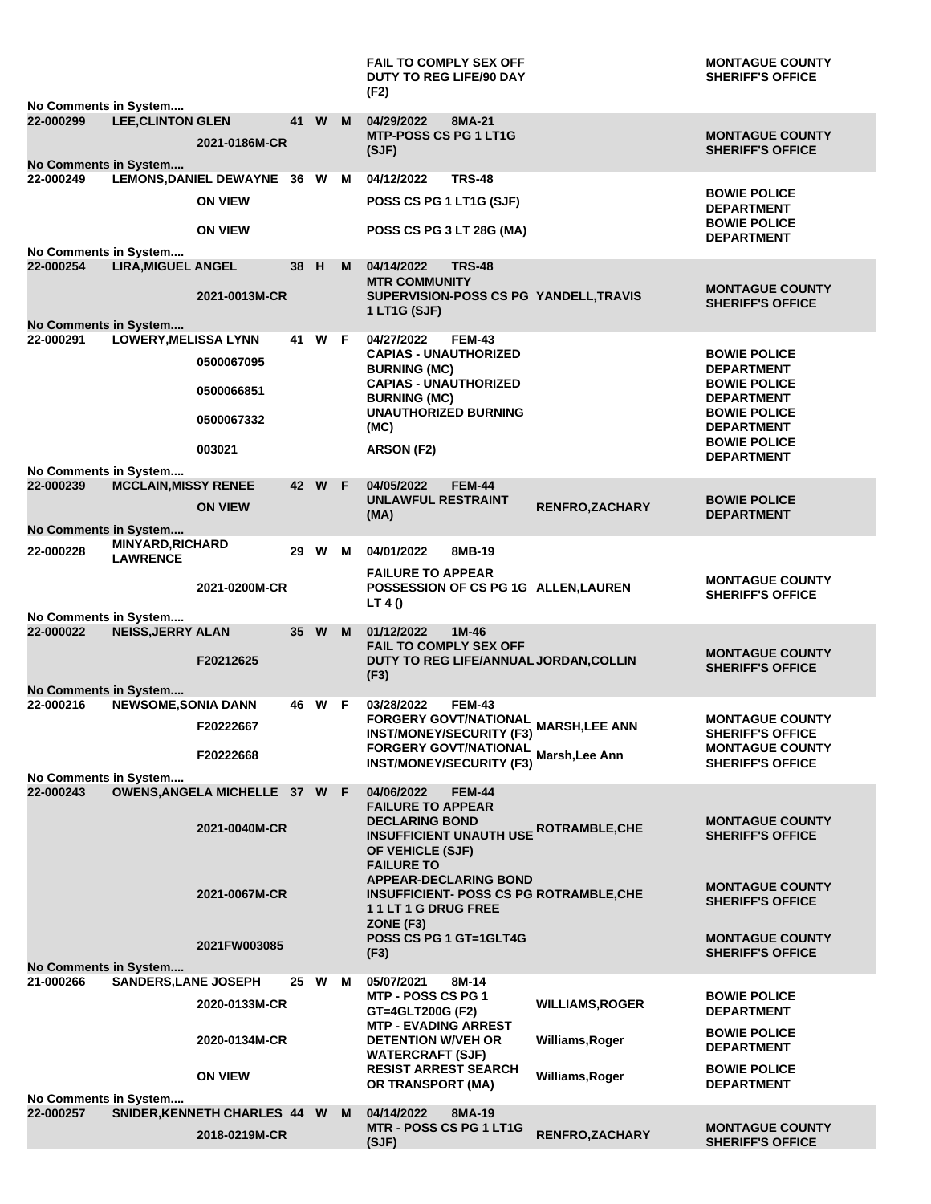| Booking No | Name | Warrant/Case No | Age | Race | Sex | Date / Charge | Officer | Agency |
|---|---|---|---|---|---|---|---|---|
| | | | | | | FAIL TO COMPLY SEX OFF DUTY TO REG LIFE/90 DAY (F2) | | MONTAGUE COUNTY SHERIFF'S OFFICE |
| No Comments in System.... | | | | | | | | |
| 22-000299 | LEE,CLINTON GLEN | | 41 | W | M | 04/29/2022 8MA-21 | | |
| | | 2021-0186M-CR | | | | MTP-POSS CS PG 1 LT1G (SJF) | | MONTAGUE COUNTY SHERIFF'S OFFICE |
| No Comments in System.... | | | | | | | | |
| 22-000249 | LEMONS,DANIEL DEWAYNE | | 36 | W | M | 04/12/2022 TRS-48 | | |
| | | ON VIEW | | | | POSS CS PG 1 LT1G (SJF) | | BOWIE POLICE DEPARTMENT |
| | | ON VIEW | | | | POSS CS PG 3 LT 28G (MA) | | BOWIE POLICE DEPARTMENT |
| No Comments in System.... | | | | | | | | |
| 22-000254 | LIRA,MIGUEL ANGEL | | 38 | H | M | 04/14/2022 TRS-48 | | |
| | | 2021-0013M-CR | | | | MTR COMMUNITY SUPERVISION-POSS CS PG 1 LT1G (SJF) | YANDELL,TRAVIS | MONTAGUE COUNTY SHERIFF'S OFFICE |
| No Comments in System.... | | | | | | | | |
| 22-000291 | LOWERY,MELISSA LYNN | | 41 | W | F | 04/27/2022 FEM-43 | | |
| | | 0500067095 | | | | CAPIAS - UNAUTHORIZED BURNING (MC) | | BOWIE POLICE DEPARTMENT |
| | | 0500066851 | | | | CAPIAS - UNAUTHORIZED BURNING (MC) | | BOWIE POLICE DEPARTMENT |
| | | 0500067332 | | | | UNAUTHORIZED BURNING (MC) | | BOWIE POLICE DEPARTMENT |
| | | 003021 | | | | ARSON (F2) | | BOWIE POLICE DEPARTMENT |
| No Comments in System.... | | | | | | | | |
| 22-000239 | MCCLAIN,MISSY RENEE | | 42 | W | F | 04/05/2022 FEM-44 | | |
| | | ON VIEW | | | | UNLAWFUL RESTRAINT (MA) | RENFRO,ZACHARY | BOWIE POLICE DEPARTMENT |
| No Comments in System.... | | | | | | | | |
| 22-000228 | MINYARD,RICHARD LAWRENCE | | 29 | W | M | 04/01/2022 8MB-19 | | |
| | | 2021-0200M-CR | | | | FAILURE TO APPEAR POSSESSION OF CS PG 1G LT 4 () | ALLEN,LAUREN | MONTAGUE COUNTY SHERIFF'S OFFICE |
| No Comments in System.... | | | | | | | | |
| 22-000022 | NEISS,JERRY ALAN | | 35 | W | M | 01/12/2022 1M-46 | | |
| | | F20212625 | | | | FAIL TO COMPLY SEX OFF DUTY TO REG LIFE/ANNUAL (F3) | JORDAN,COLLIN | MONTAGUE COUNTY SHERIFF'S OFFICE |
| No Comments in System.... | | | | | | | | |
| 22-000216 | NEWSOME,SONIA DANN | | 46 | W | F | 03/28/2022 FEM-43 | | |
| | | F20222667 | | | | FORGERY GOVT/NATIONAL INST/MONEY/SECURITY (F3) | MARSH,LEE ANN | MONTAGUE COUNTY SHERIFF'S OFFICE |
| | | F20222668 | | | | FORGERY GOVT/NATIONAL INST/MONEY/SECURITY (F3) | Marsh,Lee Ann | MONTAGUE COUNTY SHERIFF'S OFFICE |
| No Comments in System.... | | | | | | | | |
| 22-000243 | OWENS,ANGELA MICHELLE | | 37 | W | F | 04/06/2022 FEM-44 | | |
| | | 2021-0040M-CR | | | | FAILURE TO APPEAR DECLARING BOND INSUFFICIENT UNAUTH USE OF VEHICLE (SJF) | ROTRAMBLE,CHE | MONTAGUE COUNTY SHERIFF'S OFFICE |
| | | 2021-0067M-CR | | | | FAILURE TO APPEAR-DECLARING BOND INSUFFICIENT- POSS CS PG 1 1 LT 1 G DRUG FREE ZONE (F3) | ROTRAMBLE,CHE | MONTAGUE COUNTY SHERIFF'S OFFICE |
| | | 2021FW003085 | | | | POSS CS PG 1 GT=1GLT4G (F3) | | MONTAGUE COUNTY SHERIFF'S OFFICE |
| No Comments in System.... | | | | | | | | |
| 21-000266 | SANDERS,LANE JOSEPH | | 25 | W | M | 05/07/2021 8M-14 | | |
| | | 2020-0133M-CR | | | | MTP - POSS CS PG 1 GT=4GLT200G (F2) | WILLIAMS,ROGER | BOWIE POLICE DEPARTMENT |
| | | 2020-0134M-CR | | | | MTP - EVADING ARREST DETENTION W/VEH OR WATERCRAFT (SJF) | Williams,Roger | BOWIE POLICE DEPARTMENT |
| | | ON VIEW | | | | RESIST ARREST SEARCH OR TRANSPORT (MA) | Williams,Roger | BOWIE POLICE DEPARTMENT |
| No Comments in System.... | | | | | | | | |
| 22-000257 | SNIDER,KENNETH CHARLES | | 44 | W | M | 04/14/2022 8MA-19 | | |
| | | 2018-0219M-CR | | | | MTR - POSS CS PG 1 LT1G (SJF) | RENFRO,ZACHARY | MONTAGUE COUNTY SHERIFF'S OFFICE |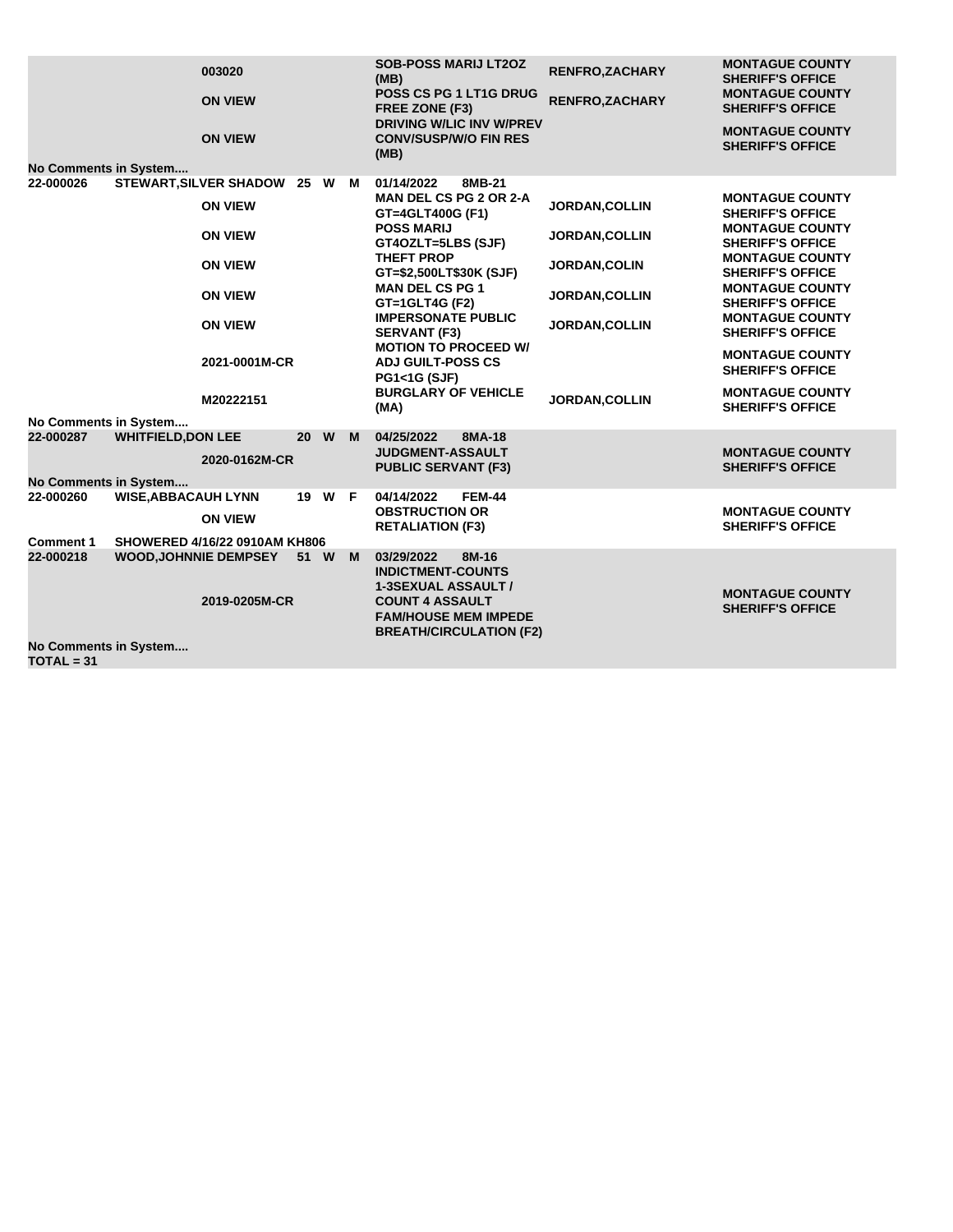| | | | | | | | | |
|---|---|---|---|---|---|---|---|---|
| | | 003020 | | | | SOB-POSS MARIJ LT2OZ (MB) | RENFRO,ZACHARY | MONTAGUE COUNTY SHERIFF'S OFFICE |
| | | ON VIEW | | | | POSS CS PG 1 LT1G DRUG FREE ZONE (F3) | RENFRO,ZACHARY | MONTAGUE COUNTY SHERIFF'S OFFICE |
| | | ON VIEW | | | | DRIVING W/LIC INV W/PREV CONV/SUSP/W/O FIN RES (MB) | | MONTAGUE COUNTY SHERIFF'S OFFICE |
| No Comments in System.... | | | | | | | | |
| 22-000026 | STEWART,SILVER SHADOW | | 25 | W | M | 01/14/2022 8MB-21 | | |
| | | ON VIEW | | | | MAN DEL CS PG 2 OR 2-A GT=4GLT400G (F1) | JORDAN,COLLIN | MONTAGUE COUNTY SHERIFF'S OFFICE |
| | | ON VIEW | | | | POSS MARIJ GT4OZLT=5LBS (SJF) | JORDAN,COLLIN | MONTAGUE COUNTY SHERIFF'S OFFICE |
| | | ON VIEW | | | | THEFT PROP GT=$2,500LT$30K (SJF) | JORDAN,COLIN | MONTAGUE COUNTY SHERIFF'S OFFICE |
| | | ON VIEW | | | | MAN DEL CS PG 1 GT=1GLT4G (F2) | JORDAN,COLLIN | MONTAGUE COUNTY SHERIFF'S OFFICE |
| | | ON VIEW | | | | IMPERSONATE PUBLIC SERVANT (F3) | JORDAN,COLLIN | MONTAGUE COUNTY SHERIFF'S OFFICE |
| | | 2021-0001M-CR | | | | MOTION TO PROCEED W/ ADJ GUILT-POSS CS PG1<1G (SJF) | | MONTAGUE COUNTY SHERIFF'S OFFICE |
| | | M20222151 | | | | BURGLARY OF VEHICLE (MA) | JORDAN,COLLIN | MONTAGUE COUNTY SHERIFF'S OFFICE |
| No Comments in System.... | | | | | | | | |
| 22-000287 | WHITFIELD,DON LEE | | 20 | W | M | 04/25/2022 8MA-18 | | |
| | | 2020-0162M-CR | | | | JUDGMENT-ASSAULT PUBLIC SERVANT (F3) | | MONTAGUE COUNTY SHERIFF'S OFFICE |
| No Comments in System.... | | | | | | | | |
| 22-000260 | WISE,ABBACAUH LYNN | | 19 | W | F | 04/14/2022 FEM-44 | | |
| | | ON VIEW | | | | OBSTRUCTION OR RETALIATION (F3) | | MONTAGUE COUNTY SHERIFF'S OFFICE |
| Comment 1 | SHOWERED 4/16/22 0910AM KH806 | | | | | | | |
| 22-000218 | WOOD,JOHNNIE DEMPSEY | | 51 | W | M | 03/29/2022 8M-16 | | |
| | | 2019-0205M-CR | | | | INDICTMENT-COUNTS 1-3SEXUAL ASSAULT / COUNT 4 ASSAULT FAM/HOUSE MEM IMPEDE BREATH/CIRCULATION (F2) | | MONTAGUE COUNTY SHERIFF'S OFFICE |
| No Comments in System.... | | | | | | | | |
| TOTAL = 31 | | | | | | | | |